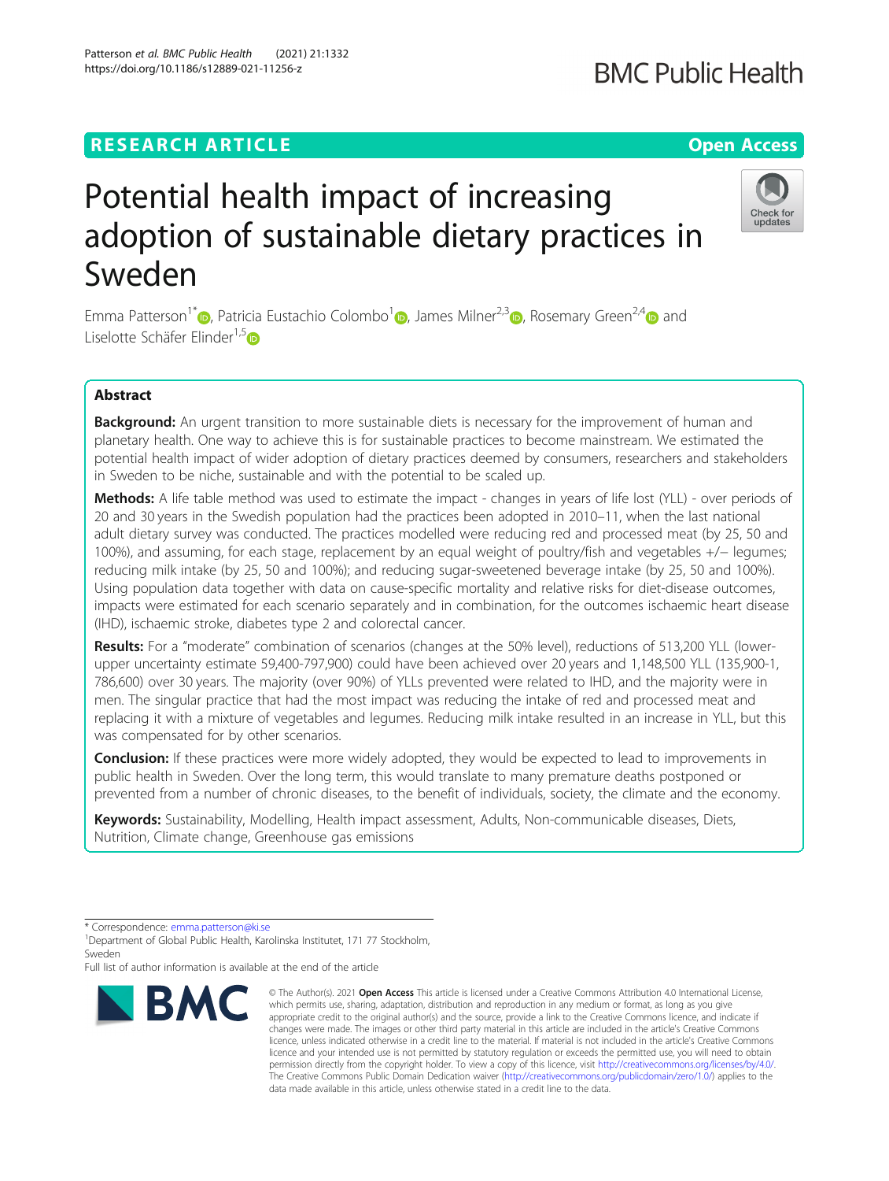RESEARCH ARTICLE

Open Access

# Potential health impact of increasing adoption of sustainable dietary practices in Sweden

Emma Patterson[1*], Patricia Eustachio Colombo[1], James Milner[2,3], Rosemary Green[2,4] and Liselotte Schäfer Elinder[1,5]

## Abstract

**Background:** An urgent transition to more sustainable diets is necessary for the improvement of human and planetary health. One way to achieve this is for sustainable practices to become mainstream. We estimated the potential health impact of wider adoption of dietary practices deemed by consumers, researchers and stakeholders in Sweden to be niche, sustainable and with the potential to be scaled up.

**Methods:** A life table method was used to estimate the impact - changes in years of life lost (YLL) - over periods of 20 and 30 years in the Swedish population had the practices been adopted in 2010–11, when the last national adult dietary survey was conducted. The practices modelled were reducing red and processed meat (by 25, 50 and 100%), and assuming, for each stage, replacement by an equal weight of poultry/fish and vegetables +/− legumes; reducing milk intake (by 25, 50 and 100%); and reducing sugar-sweetened beverage intake (by 25, 50 and 100%). Using population data together with data on cause-specific mortality and relative risks for diet-disease outcomes, impacts were estimated for each scenario separately and in combination, for the outcomes ischaemic heart disease (IHD), ischaemic stroke, diabetes type 2 and colorectal cancer.

**Results:** For a "moderate" combination of scenarios (changes at the 50% level), reductions of 513,200 YLL (lower-upper uncertainty estimate 59,400-797,900) could have been achieved over 20 years and 1,148,500 YLL (135,900-1, 786,600) over 30 years. The majority (over 90%) of YLLs prevented were related to IHD, and the majority were in men. The singular practice that had the most impact was reducing the intake of red and processed meat and replacing it with a mixture of vegetables and legumes. Reducing milk intake resulted in an increase in YLL, but this was compensated for by other scenarios.

**Conclusion:** If these practices were more widely adopted, they would be expected to lead to improvements in public health in Sweden. Over the long term, this would translate to many premature deaths postponed or prevented from a number of chronic diseases, to the benefit of individuals, society, the climate and the economy.

**Keywords:** Sustainability, Modelling, Health impact assessment, Adults, Non-communicable diseases, Diets, Nutrition, Climate change, Greenhouse gas emissions

\* Correspondence: emma.patterson@ki.se
[1]Department of Global Public Health, Karolinska Institutet, 171 77 Stockholm, Sweden
Full list of author information is available at the end of the article

© The Author(s). 2021 **Open Access** This article is licensed under a Creative Commons Attribution 4.0 International License, which permits use, sharing, adaptation, distribution and reproduction in any medium or format, as long as you give appropriate credit to the original author(s) and the source, provide a link to the Creative Commons licence, and indicate if changes were made. The images or other third party material in this article are included in the article's Creative Commons licence, unless indicated otherwise in a credit line to the material. If material is not included in the article's Creative Commons licence and your intended use is not permitted by statutory regulation or exceeds the permitted use, you will need to obtain permission directly from the copyright holder. To view a copy of this licence, visit http://creativecommons.org/licenses/by/4.0/. The Creative Commons Public Domain Dedication waiver (http://creativecommons.org/publicdomain/zero/1.0/) applies to the data made available in this article, unless otherwise stated in a credit line to the data.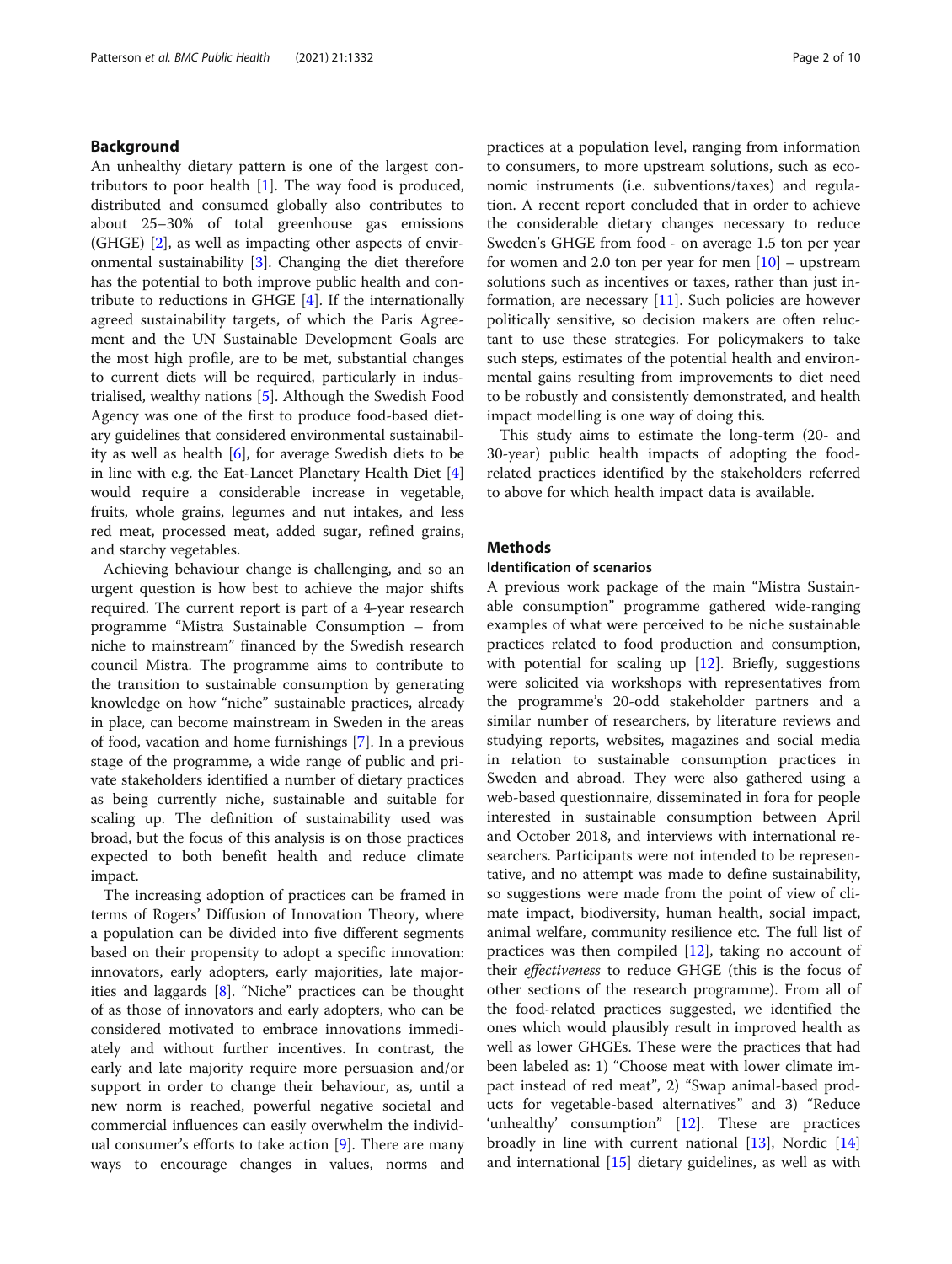## Background

An unhealthy dietary pattern is one of the largest contributors to poor health [1]. The way food is produced, distributed and consumed globally also contributes to about 25–30% of total greenhouse gas emissions (GHGE) [2], as well as impacting other aspects of environmental sustainability [3]. Changing the diet therefore has the potential to both improve public health and contribute to reductions in GHGE [4]. If the internationally agreed sustainability targets, of which the Paris Agreement and the UN Sustainable Development Goals are the most high profile, are to be met, substantial changes to current diets will be required, particularly in industrialised, wealthy nations [5]. Although the Swedish Food Agency was one of the first to produce food-based dietary guidelines that considered environmental sustainability as well as health [6], for average Swedish diets to be in line with e.g. the Eat-Lancet Planetary Health Diet [4] would require a considerable increase in vegetable, fruits, whole grains, legumes and nut intakes, and less red meat, processed meat, added sugar, refined grains, and starchy vegetables.

Achieving behaviour change is challenging, and so an urgent question is how best to achieve the major shifts required. The current report is part of a 4-year research programme "Mistra Sustainable Consumption – from niche to mainstream" financed by the Swedish research council Mistra. The programme aims to contribute to the transition to sustainable consumption by generating knowledge on how "niche" sustainable practices, already in place, can become mainstream in Sweden in the areas of food, vacation and home furnishings [7]. In a previous stage of the programme, a wide range of public and private stakeholders identified a number of dietary practices as being currently niche, sustainable and suitable for scaling up. The definition of sustainability used was broad, but the focus of this analysis is on those practices expected to both benefit health and reduce climate impact.

The increasing adoption of practices can be framed in terms of Rogers' Diffusion of Innovation Theory, where a population can be divided into five different segments based on their propensity to adopt a specific innovation: innovators, early adopters, early majorities, late majorities and laggards [8]. "Niche" practices can be thought of as those of innovators and early adopters, who can be considered motivated to embrace innovations immediately and without further incentives. In contrast, the early and late majority require more persuasion and/or support in order to change their behaviour, as, until a new norm is reached, powerful negative societal and commercial influences can easily overwhelm the individual consumer's efforts to take action [9]. There are many ways to encourage changes in values, norms and practices at a population level, ranging from information to consumers, to more upstream solutions, such as economic instruments (i.e. subventions/taxes) and regulation. A recent report concluded that in order to achieve the considerable dietary changes necessary to reduce Sweden's GHGE from food - on average 1.5 ton per year for women and 2.0 ton per year for men [10] – upstream solutions such as incentives or taxes, rather than just information, are necessary [11]. Such policies are however politically sensitive, so decision makers are often reluctant to use these strategies. For policymakers to take such steps, estimates of the potential health and environmental gains resulting from improvements to diet need to be robustly and consistently demonstrated, and health impact modelling is one way of doing this.

This study aims to estimate the long-term (20- and 30-year) public health impacts of adopting the food-related practices identified by the stakeholders referred to above for which health impact data is available.

## Methods

### Identification of scenarios

A previous work package of the main "Mistra Sustainable consumption" programme gathered wide-ranging examples of what were perceived to be niche sustainable practices related to food production and consumption, with potential for scaling up [12]. Briefly, suggestions were solicited via workshops with representatives from the programme's 20-odd stakeholder partners and a similar number of researchers, by literature reviews and studying reports, websites, magazines and social media in relation to sustainable consumption practices in Sweden and abroad. They were also gathered using a web-based questionnaire, disseminated in fora for people interested in sustainable consumption between April and October 2018, and interviews with international researchers. Participants were not intended to be representative, and no attempt was made to define sustainability, so suggestions were made from the point of view of climate impact, biodiversity, human health, social impact, animal welfare, community resilience etc. The full list of practices was then compiled [12], taking no account of their *effectiveness* to reduce GHGE (this is the focus of other sections of the research programme). From all of the food-related practices suggested, we identified the ones which would plausibly result in improved health as well as lower GHGEs. These were the practices that had been labeled as: 1) "Choose meat with lower climate impact instead of red meat", 2) "Swap animal-based products for vegetable-based alternatives" and 3) "Reduce 'unhealthy' consumption" [12]. These are practices broadly in line with current national [13], Nordic [14] and international [15] dietary guidelines, as well as with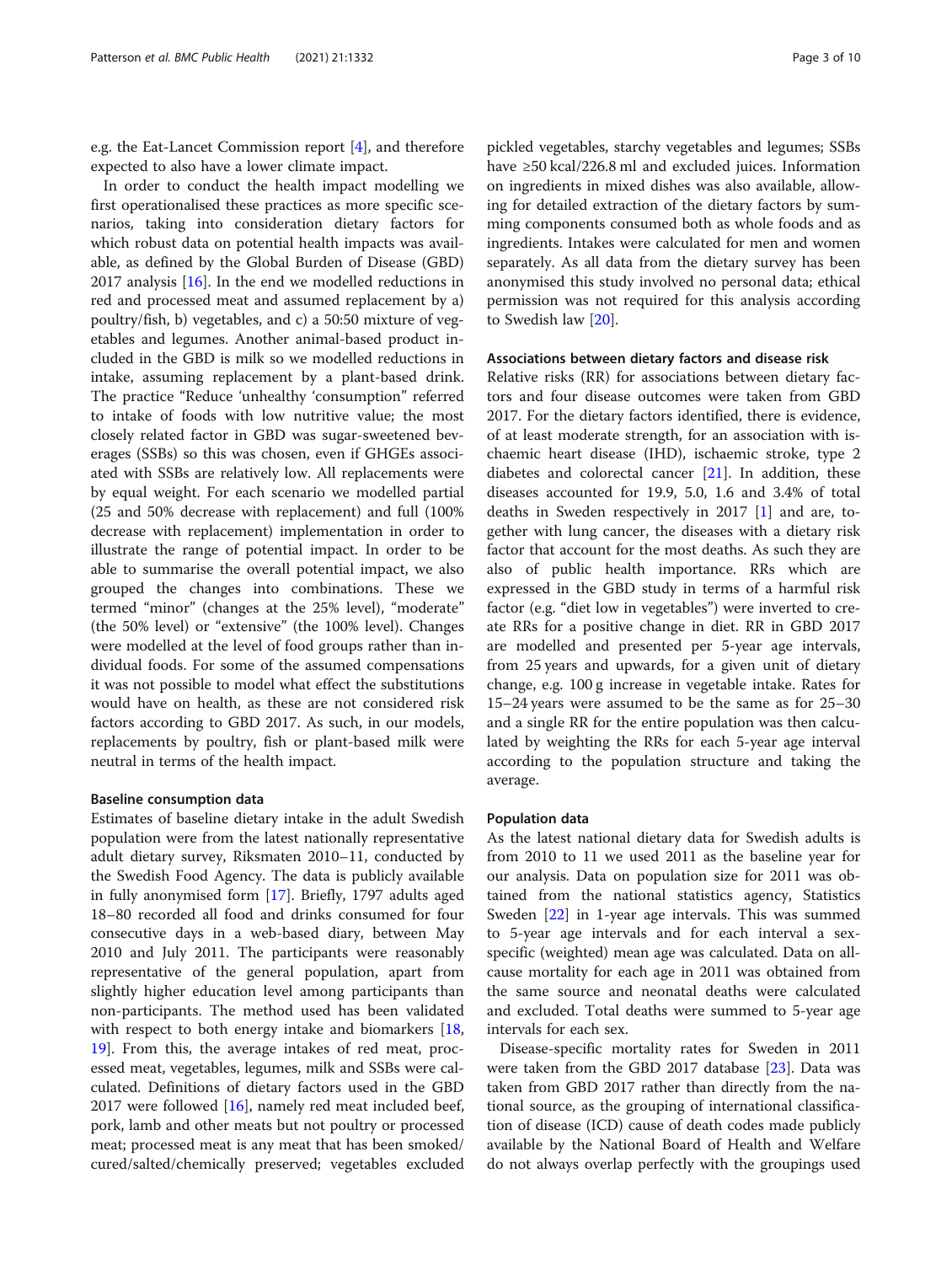e.g. the Eat-Lancet Commission report [4], and therefore expected to also have a lower climate impact.

In order to conduct the health impact modelling we first operationalised these practices as more specific scenarios, taking into consideration dietary factors for which robust data on potential health impacts was available, as defined by the Global Burden of Disease (GBD) 2017 analysis [16]. In the end we modelled reductions in red and processed meat and assumed replacement by a) poultry/fish, b) vegetables, and c) a 50:50 mixture of vegetables and legumes. Another animal-based product included in the GBD is milk so we modelled reductions in intake, assuming replacement by a plant-based drink. The practice "Reduce 'unhealthy 'consumption" referred to intake of foods with low nutritive value; the most closely related factor in GBD was sugar-sweetened beverages (SSBs) so this was chosen, even if GHGEs associated with SSBs are relatively low. All replacements were by equal weight. For each scenario we modelled partial (25 and 50% decrease with replacement) and full (100% decrease with replacement) implementation in order to illustrate the range of potential impact. In order to be able to summarise the overall potential impact, we also grouped the changes into combinations. These we termed "minor" (changes at the 25% level), "moderate" (the 50% level) or "extensive" (the 100% level). Changes were modelled at the level of food groups rather than individual foods. For some of the assumed compensations it was not possible to model what effect the substitutions would have on health, as these are not considered risk factors according to GBD 2017. As such, in our models, replacements by poultry, fish or plant-based milk were neutral in terms of the health impact.

#### Baseline consumption data

Estimates of baseline dietary intake in the adult Swedish population were from the latest nationally representative adult dietary survey, Riksmaten 2010–11, conducted by the Swedish Food Agency. The data is publicly available in fully anonymised form [17]. Briefly, 1797 adults aged 18–80 recorded all food and drinks consumed for four consecutive days in a web-based diary, between May 2010 and July 2011. The participants were reasonably representative of the general population, apart from slightly higher education level among participants than non-participants. The method used has been validated with respect to both energy intake and biomarkers [18, 19]. From this, the average intakes of red meat, processed meat, vegetables, legumes, milk and SSBs were calculated. Definitions of dietary factors used in the GBD 2017 were followed [16], namely red meat included beef, pork, lamb and other meats but not poultry or processed meat; processed meat is any meat that has been smoked/cured/salted/chemically preserved; vegetables excluded pickled vegetables, starchy vegetables and legumes; SSBs have ≥50 kcal/226.8 ml and excluded juices. Information on ingredients in mixed dishes was also available, allowing for detailed extraction of the dietary factors by summing components consumed both as whole foods and as ingredients. Intakes were calculated for men and women separately. As all data from the dietary survey has been anonymised this study involved no personal data; ethical permission was not required for this analysis according to Swedish law [20].

#### Associations between dietary factors and disease risk

Relative risks (RR) for associations between dietary factors and four disease outcomes were taken from GBD 2017. For the dietary factors identified, there is evidence, of at least moderate strength, for an association with ischaemic heart disease (IHD), ischaemic stroke, type 2 diabetes and colorectal cancer [21]. In addition, these diseases accounted for 19.9, 5.0, 1.6 and 3.4% of total deaths in Sweden respectively in 2017 [1] and are, together with lung cancer, the diseases with a dietary risk factor that account for the most deaths. As such they are also of public health importance. RRs which are expressed in the GBD study in terms of a harmful risk factor (e.g. "diet low in vegetables") were inverted to create RRs for a positive change in diet. RR in GBD 2017 are modelled and presented per 5-year age intervals, from 25 years and upwards, for a given unit of dietary change, e.g. 100 g increase in vegetable intake. Rates for 15–24 years were assumed to be the same as for 25–30 and a single RR for the entire population was then calculated by weighting the RRs for each 5-year age interval according to the population structure and taking the average.

#### Population data

As the latest national dietary data for Swedish adults is from 2010 to 11 we used 2011 as the baseline year for our analysis. Data on population size for 2011 was obtained from the national statistics agency, Statistics Sweden [22] in 1-year age intervals. This was summed to 5-year age intervals and for each interval a sex-specific (weighted) mean age was calculated. Data on all-cause mortality for each age in 2011 was obtained from the same source and neonatal deaths were calculated and excluded. Total deaths were summed to 5-year age intervals for each sex.

Disease-specific mortality rates for Sweden in 2011 were taken from the GBD 2017 database [23]. Data was taken from GBD 2017 rather than directly from the national source, as the grouping of international classification of disease (ICD) cause of death codes made publicly available by the National Board of Health and Welfare do not always overlap perfectly with the groupings used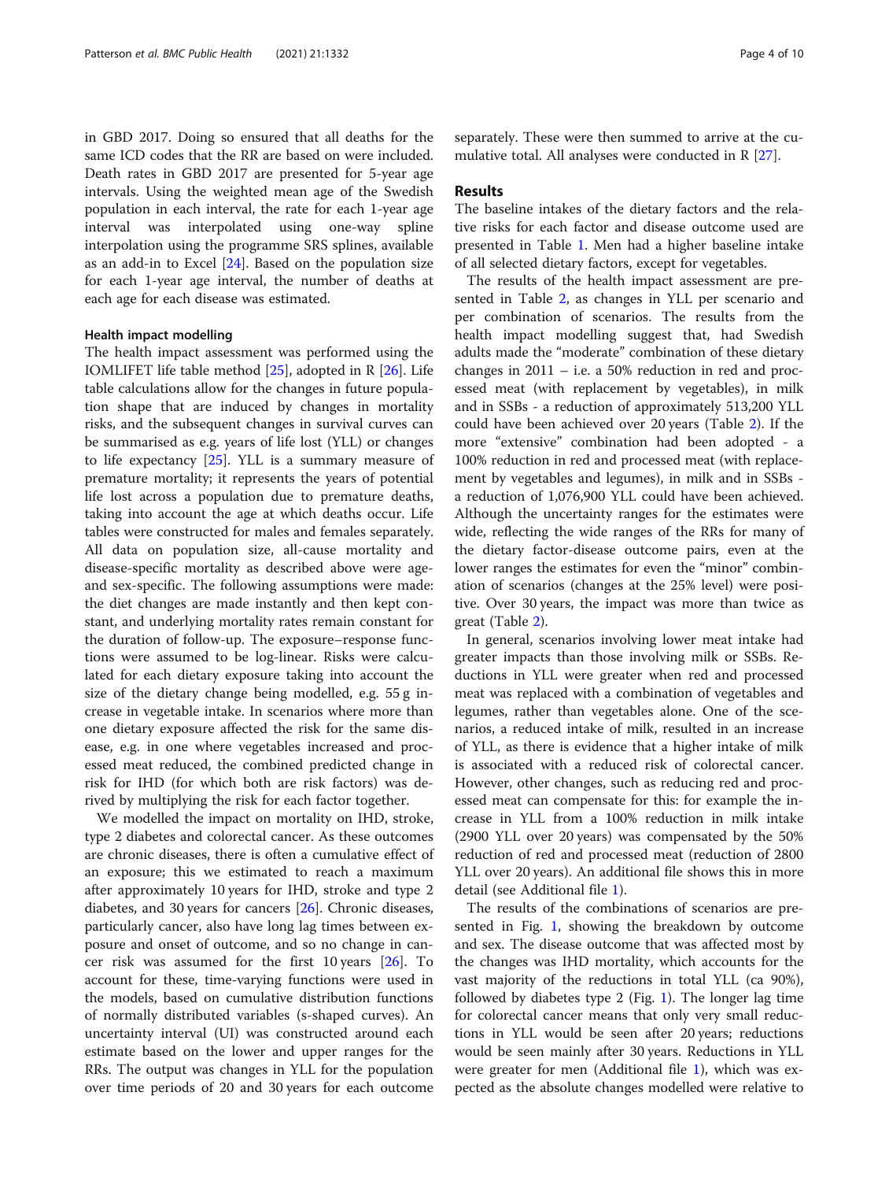in GBD 2017. Doing so ensured that all deaths for the same ICD codes that the RR are based on were included. Death rates in GBD 2017 are presented for 5-year age intervals. Using the weighted mean age of the Swedish population in each interval, the rate for each 1-year age interval was interpolated using one-way spline interpolation using the programme SRS splines, available as an add-in to Excel [24]. Based on the population size for each 1-year age interval, the number of deaths at each age for each disease was estimated.

#### Health impact modelling

The health impact assessment was performed using the IOMLIFET life table method [25], adopted in R [26]. Life table calculations allow for the changes in future population shape that are induced by changes in mortality risks, and the subsequent changes in survival curves can be summarised as e.g. years of life lost (YLL) or changes to life expectancy [25]. YLL is a summary measure of premature mortality; it represents the years of potential life lost across a population due to premature deaths, taking into account the age at which deaths occur. Life tables were constructed for males and females separately. All data on population size, all-cause mortality and disease-specific mortality as described above were age- and sex-specific. The following assumptions were made: the diet changes are made instantly and then kept constant, and underlying mortality rates remain constant for the duration of follow-up. The exposure–response functions were assumed to be log-linear. Risks were calculated for each dietary exposure taking into account the size of the dietary change being modelled, e.g. 55 g increase in vegetable intake. In scenarios where more than one dietary exposure affected the risk for the same disease, e.g. in one where vegetables increased and processed meat reduced, the combined predicted change in risk for IHD (for which both are risk factors) was derived by multiplying the risk for each factor together.

We modelled the impact on mortality on IHD, stroke, type 2 diabetes and colorectal cancer. As these outcomes are chronic diseases, there is often a cumulative effect of an exposure; this we estimated to reach a maximum after approximately 10 years for IHD, stroke and type 2 diabetes, and 30 years for cancers [26]. Chronic diseases, particularly cancer, also have long lag times between exposure and onset of outcome, and so no change in cancer risk was assumed for the first 10 years [26]. To account for these, time-varying functions were used in the models, based on cumulative distribution functions of normally distributed variables (s-shaped curves). An uncertainty interval (UI) was constructed around each estimate based on the lower and upper ranges for the RRs. The output was changes in YLL for the population over time periods of 20 and 30 years for each outcome separately. These were then summed to arrive at the cumulative total. All analyses were conducted in R [27].

## Results

The baseline intakes of the dietary factors and the relative risks for each factor and disease outcome used are presented in Table 1. Men had a higher baseline intake of all selected dietary factors, except for vegetables.

The results of the health impact assessment are presented in Table 2, as changes in YLL per scenario and per combination of scenarios. The results from the health impact modelling suggest that, had Swedish adults made the "moderate" combination of these dietary changes in 2011 – i.e. a 50% reduction in red and processed meat (with replacement by vegetables), in milk and in SSBs - a reduction of approximately 513,200 YLL could have been achieved over 20 years (Table 2). If the more "extensive" combination had been adopted - a 100% reduction in red and processed meat (with replacement by vegetables and legumes), in milk and in SSBs - a reduction of 1,076,900 YLL could have been achieved. Although the uncertainty ranges for the estimates were wide, reflecting the wide ranges of the RRs for many of the dietary factor-disease outcome pairs, even at the lower ranges the estimates for even the "minor" combination of scenarios (changes at the 25% level) were positive. Over 30 years, the impact was more than twice as great (Table 2).

In general, scenarios involving lower meat intake had greater impacts than those involving milk or SSBs. Reductions in YLL were greater when red and processed meat was replaced with a combination of vegetables and legumes, rather than vegetables alone. One of the scenarios, a reduced intake of milk, resulted in an increase of YLL, as there is evidence that a higher intake of milk is associated with a reduced risk of colorectal cancer. However, other changes, such as reducing red and processed meat can compensate for this: for example the increase in YLL from a 100% reduction in milk intake (2900 YLL over 20 years) was compensated by the 50% reduction of red and processed meat (reduction of 2800 YLL over 20 years). An additional file shows this in more detail (see Additional file 1).

The results of the combinations of scenarios are presented in Fig. 1, showing the breakdown by outcome and sex. The disease outcome that was affected most by the changes was IHD mortality, which accounts for the vast majority of the reductions in total YLL (ca 90%), followed by diabetes type 2 (Fig. 1). The longer lag time for colorectal cancer means that only very small reductions in YLL would be seen after 20 years; reductions would be seen mainly after 30 years. Reductions in YLL were greater for men (Additional file 1), which was expected as the absolute changes modelled were relative to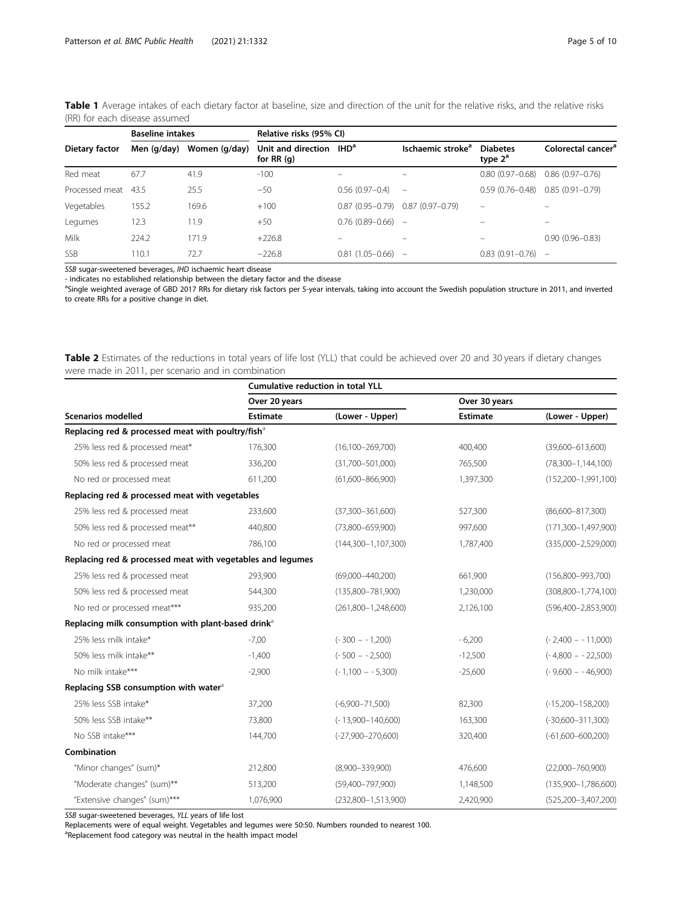**Table 1** Average intakes of each dietary factor at baseline, size and direction of the unit for the relative risks, and the relative risks (RR) for each disease assumed

| Dietary factor | Baseline intakes | | Relative risks (95% CI) | | | | |
|---|---|---|---|---|---|---|---|
| | Men (g/day) | Women (g/day) | Unit and direction for RR (g) | IHD[a] | Ischaemic stroke[a] | Diabetes type 2[a] | Colorectal cancer[a] |
| Red meat | 67.7 | 41.9 | -100 | – | – | 0.80 (0.97–0.68) | 0.86 (0.97–0.76) |
| Processed meat | 43.5 | 25.5 | −50 | 0.56 (0.97–0.4) | – | 0.59 (0.76–0.48) | 0.85 (0.91–0.79) |
| Vegetables | 155.2 | 169.6 | +100 | 0.87 (0.95–0.79) | 0.87 (0.97–0.79) | – | – |
| Legumes | 12.3 | 11.9 | +50 | 0.76 (0.89–0.66) | – | – | – |
| Milk | 224.2 | 171.9 | +226.8 | – | – | – | 0.90 (0.96–0.83) |
| SSB | 110.1 | 72.7 | −226.8 | 0.81 (1.05–0.66) | – | 0.83 (0.91–0.76) | – |

*SSB* sugar-sweetened beverages, *IHD* ischaemic heart disease

- indicates no established relationship between the dietary factor and the disease

[a]Single weighted average of GBD 2017 RRs for dietary risk factors per 5-year intervals, taking into account the Swedish population structure in 2011, and inverted to create RRs for a positive change in diet.

**Table 2** Estimates of the reductions in total years of life lost (YLL) that could be achieved over 20 and 30 years if dietary changes were made in 2011, per scenario and in combination

| Scenarios modelled | Cumulative reduction in total YLL | | | |
|---|---|---|---|---|
| | Over 20 years | | Over 30 years | |
| | Estimate | (Lower - Upper) | Estimate | (Lower - Upper) |
| **Replacing red & processed meat with poultry/fish**[a] | | | | |
| 25% less red & processed meat* | 176,300 | (16,100–269,700) | 400,400 | (39,600–613,600) |
| 50% less red & processed meat | 336,200 | (31,700–501,000) | 765,500 | (78,300–1,144,100) |
| No red or processed meat | 611,200 | (61,600–866,900) | 1,397,300 | (152,200–1,991,100) |
| **Replacing red & processed meat with vegetables** | | | | |
| 25% less red & processed meat | 233,600 | (37,300–361,600) | 527,300 | (86,600–817,300) |
| 50% less red & processed meat** | 440,800 | (73,800–659,900) | 997,600 | (171,300–1,497,900) |
| No red or processed meat | 786,100 | (144,300–1,107,300) | 1,787,400 | (335,000–2,529,000) |
| **Replacing red & processed meat with vegetables and legumes** | | | | |
| 25% less red & processed meat | 293,900 | (69,000–440,200) | 661,900 | (156,800–993,700) |
| 50% less red & processed meat | 544,300 | (135,800–781,900) | 1,230,000 | (308,800–1,774,100) |
| No red or processed meat*** | 935,200 | (261,800–1,248,600) | 2,126,100 | (596,400–2,853,900) |
| **Replacing milk consumption with plant-based drink**[a] | | | | |
| 25% less milk intake* | -7,00 | ( -300 – -1,200) | -6,200 | ( -2,400 – -11,000) |
| 50% less milk intake** | -1,400 | ( -500 – -2,500) | -12,500 | ( -4,800 – -22,500) |
| No milk intake*** | -2,900 | ( -1,100 – -5,300) | -25,600 | ( -9,600 – -46,900) |
| **Replacing SSB consumption with water**[a] | | | | |
| 25% less SSB intake* | 37,200 | (-6,900–71,500) | 82,300 | (-15,200–158,200) |
| 50% less SSB intake** | 73,800 | ( -13,900–140,600) | 163,300 | (-30,600–311,300) |
| No SSB intake*** | 144,700 | (-27,900–270,600) | 320,400 | (-61,600–600,200) |
| **Combination** | | | | |
| "Minor changes" (sum)* | 212,800 | (8,900–339,900) | 476,600 | (22,000–760,900) |
| "Moderate changes" (sum)** | 513,200 | (59,400–797,900) | 1,148,500 | (135,900–1,786,600) |
| "Extensive changes" (sum)*** | 1,076,900 | (232,800–1,513,900) | 2,420,900 | (525,200–3,407,200) |

*SSB* sugar-sweetened beverages, *YLL* years of life lost

Replacements were of equal weight. Vegetables and legumes were 50:50. Numbers rounded to nearest 100.

[a]Replacement food category was neutral in the health impact model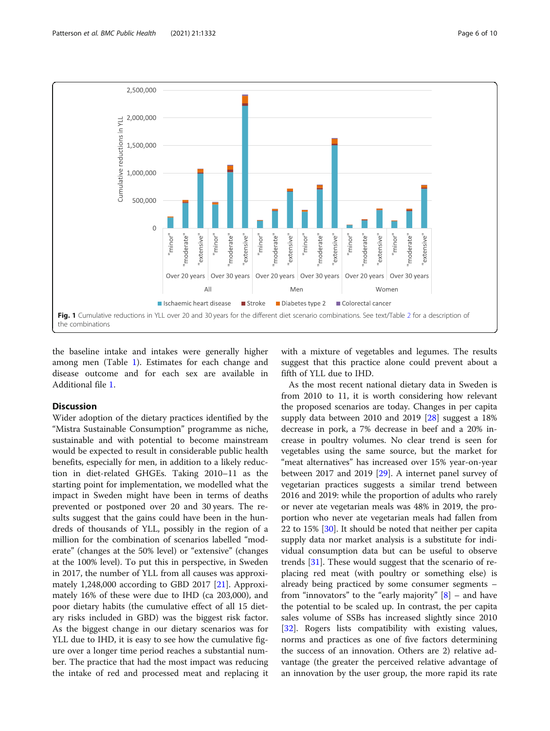Fig. 1 Cumulative reductions in YLL over 20 and 30 years for the different diet scenario combinations. See text/Table 2 for a description of the combinations

the baseline intake and intakes were generally higher among men (Table 1). Estimates for each change and disease outcome and for each sex are available in Additional file 1.

## Discussion

Wider adoption of the dietary practices identified by the "Mistra Sustainable Consumption" programme as niche, sustainable and with potential to become mainstream would be expected to result in considerable public health benefits, especially for men, in addition to a likely reduction in diet-related GHGEs. Taking 2010–11 as the starting point for implementation, we modelled what the impact in Sweden might have been in terms of deaths prevented or postponed over 20 and 30 years. The results suggest that the gains could have been in the hundreds of thousands of YLL, possibly in the region of a million for the combination of scenarios labelled "moderate" (changes at the 50% level) or "extensive" (changes at the 100% level). To put this in perspective, in Sweden in 2017, the number of YLL from all causes was approximately 1,248,000 according to GBD 2017 [21]. Approximately 16% of these were due to IHD (ca 203,000), and poor dietary habits (the cumulative effect of all 15 dietary risks included in GBD) was the biggest risk factor. As the biggest change in our dietary scenarios was for YLL due to IHD, it is easy to see how the cumulative figure over a longer time period reaches a substantial number. The practice that had the most impact was reducing the intake of red and processed meat and replacing it with a mixture of vegetables and legumes. The results suggest that this practice alone could prevent about a fifth of YLL due to IHD.

As the most recent national dietary data in Sweden is from 2010 to 11, it is worth considering how relevant the proposed scenarios are today. Changes in per capita supply data between 2010 and 2019 [28] suggest a 18% decrease in pork, a 7% decrease in beef and a 20% increase in poultry volumes. No clear trend is seen for vegetables using the same source, but the market for "meat alternatives" has increased over 15% year-on-year between 2017 and 2019 [29]. A internet panel survey of vegetarian practices suggests a similar trend between 2016 and 2019: while the proportion of adults who rarely or never ate vegetarian meals was 48% in 2019, the proportion who never ate vegetarian meals had fallen from 22 to 15% [30]. It should be noted that neither per capita supply data nor market analysis is a substitute for individual consumption data but can be useful to observe trends [31]. These would suggest that the scenario of replacing red meat (with poultry or something else) is already being practiced by some consumer segments – from "innovators" to the "early majority" [8] – and have the potential to be scaled up. In contrast, the per capita sales volume of SSBs has increased slightly since 2010 [32]. Rogers lists compatibility with existing values, norms and practices as one of five factors determining the success of an innovation. Others are 2) relative advantage (the greater the perceived relative advantage of an innovation by the user group, the more rapid its rate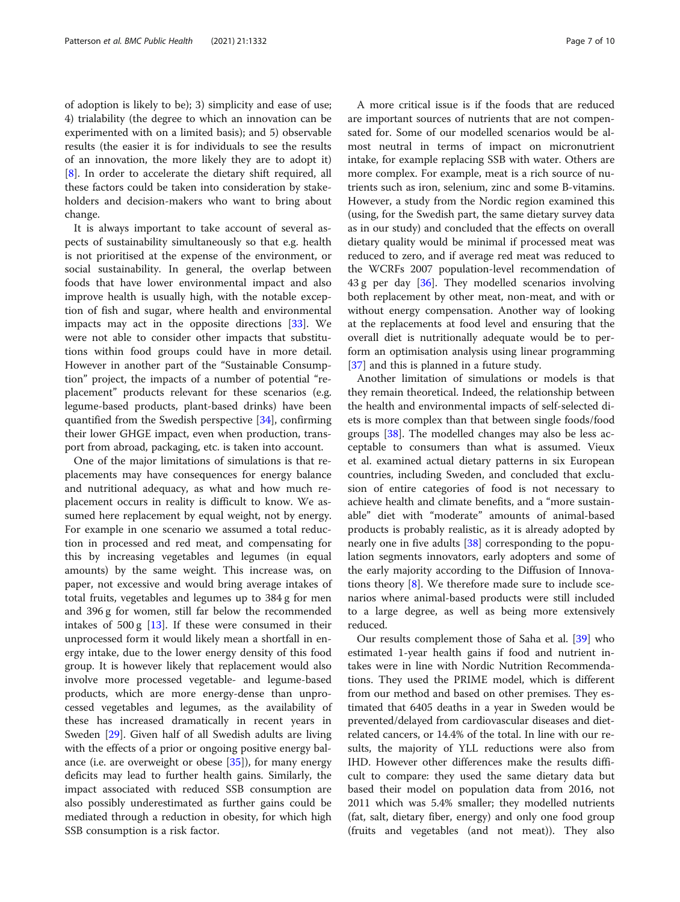of adoption is likely to be); 3) simplicity and ease of use; 4) trialability (the degree to which an innovation can be experimented with on a limited basis); and 5) observable results (the easier it is for individuals to see the results of an innovation, the more likely they are to adopt it) [8]. In order to accelerate the dietary shift required, all these factors could be taken into consideration by stakeholders and decision-makers who want to bring about change.

It is always important to take account of several aspects of sustainability simultaneously so that e.g. health is not prioritised at the expense of the environment, or social sustainability. In general, the overlap between foods that have lower environmental impact and also improve health is usually high, with the notable exception of fish and sugar, where health and environmental impacts may act in the opposite directions [33]. We were not able to consider other impacts that substitutions within food groups could have in more detail. However in another part of the "Sustainable Consumption" project, the impacts of a number of potential "replacement" products relevant for these scenarios (e.g. legume-based products, plant-based drinks) have been quantified from the Swedish perspective [34], confirming their lower GHGE impact, even when production, transport from abroad, packaging, etc. is taken into account.

One of the major limitations of simulations is that replacements may have consequences for energy balance and nutritional adequacy, as what and how much replacement occurs in reality is difficult to know. We assumed here replacement by equal weight, not by energy. For example in one scenario we assumed a total reduction in processed and red meat, and compensating for this by increasing vegetables and legumes (in equal amounts) by the same weight. This increase was, on paper, not excessive and would bring average intakes of total fruits, vegetables and legumes up to 384 g for men and 396 g for women, still far below the recommended intakes of 500 g [13]. If these were consumed in their unprocessed form it would likely mean a shortfall in energy intake, due to the lower energy density of this food group. It is however likely that replacement would also involve more processed vegetable- and legume-based products, which are more energy-dense than unprocessed vegetables and legumes, as the availability of these has increased dramatically in recent years in Sweden [29]. Given half of all Swedish adults are living with the effects of a prior or ongoing positive energy balance (i.e. are overweight or obese [35]), for many energy deficits may lead to further health gains. Similarly, the impact associated with reduced SSB consumption are also possibly underestimated as further gains could be mediated through a reduction in obesity, for which high SSB consumption is a risk factor.

A more critical issue is if the foods that are reduced are important sources of nutrients that are not compensated for. Some of our modelled scenarios would be almost neutral in terms of impact on micronutrient intake, for example replacing SSB with water. Others are more complex. For example, meat is a rich source of nutrients such as iron, selenium, zinc and some B-vitamins. However, a study from the Nordic region examined this (using, for the Swedish part, the same dietary survey data as in our study) and concluded that the effects on overall dietary quality would be minimal if processed meat was reduced to zero, and if average red meat was reduced to the WCRFs 2007 population-level recommendation of 43 g per day [36]. They modelled scenarios involving both replacement by other meat, non-meat, and with or without energy compensation. Another way of looking at the replacements at food level and ensuring that the overall diet is nutritionally adequate would be to perform an optimisation analysis using linear programming [37] and this is planned in a future study.

Another limitation of simulations or models is that they remain theoretical. Indeed, the relationship between the health and environmental impacts of self-selected diets is more complex than that between single foods/food groups [38]. The modelled changes may also be less acceptable to consumers than what is assumed. Vieux et al. examined actual dietary patterns in six European countries, including Sweden, and concluded that exclusion of entire categories of food is not necessary to achieve health and climate benefits, and a "more sustainable" diet with "moderate" amounts of animal-based products is probably realistic, as it is already adopted by nearly one in five adults [38] corresponding to the population segments innovators, early adopters and some of the early majority according to the Diffusion of Innovations theory [8]. We therefore made sure to include scenarios where animal-based products were still included to a large degree, as well as being more extensively reduced.

Our results complement those of Saha et al. [39] who estimated 1-year health gains if food and nutrient intakes were in line with Nordic Nutrition Recommendations. They used the PRIME model, which is different from our method and based on other premises. They estimated that 6405 deaths in a year in Sweden would be prevented/delayed from cardiovascular diseases and diet-related cancers, or 14.4% of the total. In line with our results, the majority of YLL reductions were also from IHD. However other differences make the results difficult to compare: they used the same dietary data but based their model on population data from 2016, not 2011 which was 5.4% smaller; they modelled nutrients (fat, salt, dietary fiber, energy) and only one food group (fruits and vegetables (and not meat)). They also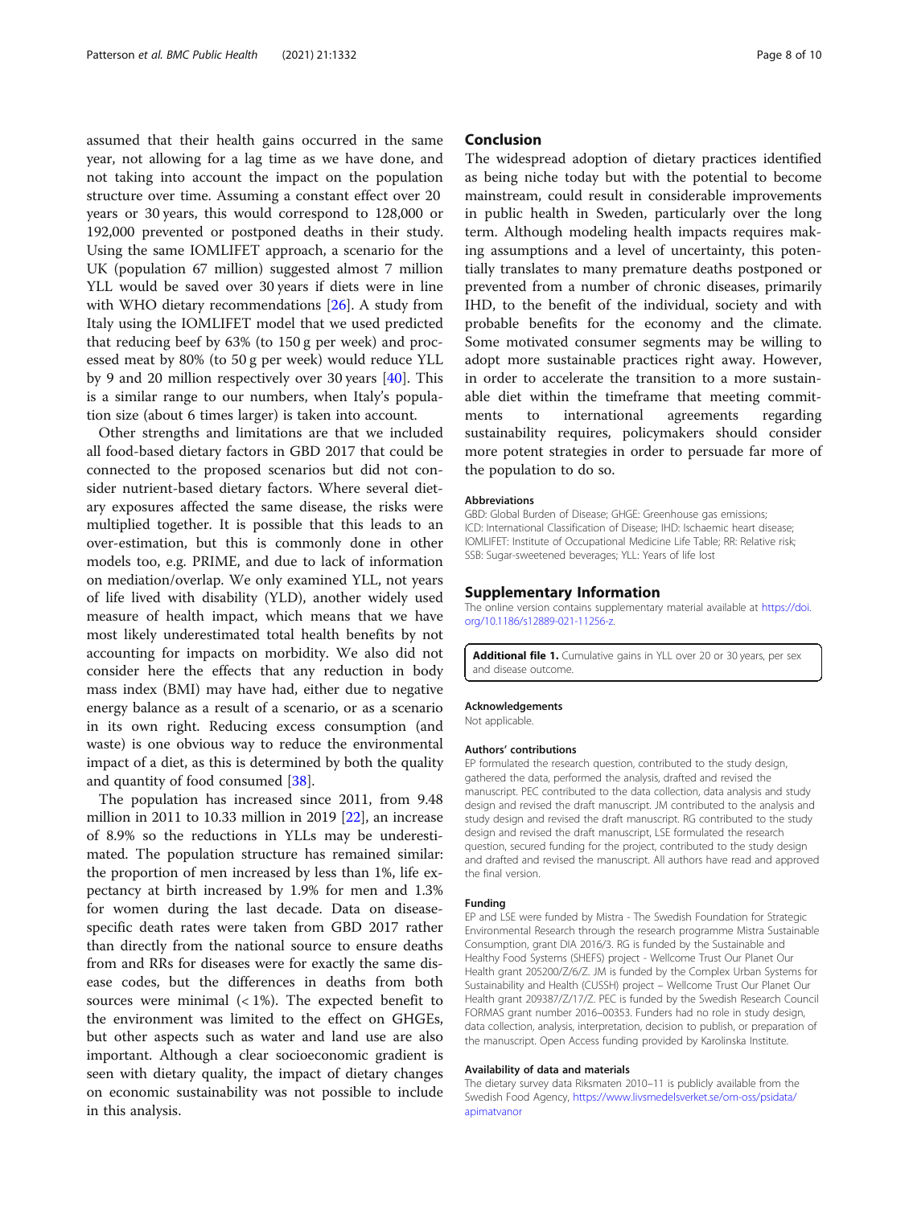assumed that their health gains occurred in the same year, not allowing for a lag time as we have done, and not taking into account the impact on the population structure over time. Assuming a constant effect over 20 years or 30 years, this would correspond to 128,000 or 192,000 prevented or postponed deaths in their study. Using the same IOMLIFET approach, a scenario for the UK (population 67 million) suggested almost 7 million YLL would be saved over 30 years if diets were in line with WHO dietary recommendations [26]. A study from Italy using the IOMLIFET model that we used predicted that reducing beef by 63% (to 150 g per week) and processed meat by 80% (to 50 g per week) would reduce YLL by 9 and 20 million respectively over 30 years [40]. This is a similar range to our numbers, when Italy's population size (about 6 times larger) is taken into account.

Other strengths and limitations are that we included all food-based dietary factors in GBD 2017 that could be connected to the proposed scenarios but did not consider nutrient-based dietary factors. Where several dietary exposures affected the same disease, the risks were multiplied together. It is possible that this leads to an over-estimation, but this is commonly done in other models too, e.g. PRIME, and due to lack of information on mediation/overlap. We only examined YLL, not years of life lived with disability (YLD), another widely used measure of health impact, which means that we have most likely underestimated total health benefits by not accounting for impacts on morbidity. We also did not consider here the effects that any reduction in body mass index (BMI) may have had, either due to negative energy balance as a result of a scenario, or as a scenario in its own right. Reducing excess consumption (and waste) is one obvious way to reduce the environmental impact of a diet, as this is determined by both the quality and quantity of food consumed [38].

The population has increased since 2011, from 9.48 million in 2011 to 10.33 million in 2019 [22], an increase of 8.9% so the reductions in YLLs may be underestimated. The population structure has remained similar: the proportion of men increased by less than 1%, life expectancy at birth increased by 1.9% for men and 1.3% for women during the last decade. Data on disease-specific death rates were taken from GBD 2017 rather than directly from the national source to ensure deaths from and RRs for diseases were for exactly the same disease codes, but the differences in deaths from both sources were minimal (< 1%). The expected benefit to the environment was limited to the effect on GHGEs, but other aspects such as water and land use are also important. Although a clear socioeconomic gradient is seen with dietary quality, the impact of dietary changes on economic sustainability was not possible to include in this analysis.

## Conclusion

The widespread adoption of dietary practices identified as being niche today but with the potential to become mainstream, could result in considerable improvements in public health in Sweden, particularly over the long term. Although modeling health impacts requires making assumptions and a level of uncertainty, this potentially translates to many premature deaths postponed or prevented from a number of chronic diseases, primarily IHD, to the benefit of the individual, society and with probable benefits for the economy and the climate. Some motivated consumer segments may be willing to adopt more sustainable practices right away. However, in order to accelerate the transition to a more sustainable diet within the timeframe that meeting commitments to international agreements regarding sustainability requires, policymakers should consider more potent strategies in order to persuade far more of the population to do so.

#### Abbreviations

GBD: Global Burden of Disease; GHGE: Greenhouse gas emissions; ICD: International Classification of Disease; IHD: Ischaemic heart disease; IOMLIFET: Institute of Occupational Medicine Life Table; RR: Relative risk; SSB: Sugar-sweetened beverages; YLL: Years of life lost

## Supplementary Information

The online version contains supplementary material available at https://doi.org/10.1186/s12889-021-11256-z.

**Additional file 1.** Cumulative gains in YLL over 20 or 30 years, per sex and disease outcome.

#### Acknowledgements

Not applicable.

#### Authors' contributions

EP formulated the research question, contributed to the study design, gathered the data, performed the analysis, drafted and revised the manuscript. PEC contributed to the data collection, data analysis and study design and revised the draft manuscript. JM contributed to the analysis and study design and revised the draft manuscript. RG contributed to the study design and revised the draft manuscript, LSE formulated the research question, secured funding for the project, contributed to the study design and drafted and revised the manuscript. All authors have read and approved the final version.

#### Funding

EP and LSE were funded by Mistra - The Swedish Foundation for Strategic Environmental Research through the research programme Mistra Sustainable Consumption, grant DIA 2016/3. RG is funded by the Sustainable and Healthy Food Systems (SHEFS) project - Wellcome Trust Our Planet Our Health grant 205200/Z/6/Z. JM is funded by the Complex Urban Systems for Sustainability and Health (CUSSH) project – Wellcome Trust Our Planet Our Health grant 209387/Z/17/Z. PEC is funded by the Swedish Research Council FORMAS grant number 2016–00353. Funders had no role in study design, data collection, analysis, interpretation, decision to publish, or preparation of the manuscript. Open Access funding provided by Karolinska Institute.

#### Availability of data and materials

The dietary survey data Riksmaten 2010–11 is publicly available from the Swedish Food Agency, https://www.livsmedelsverket.se/om-oss/psidata/apimatvanor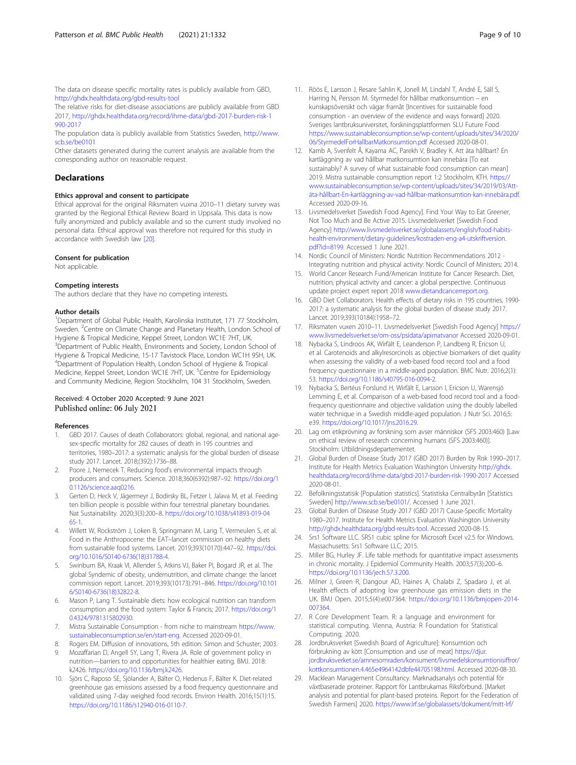The data on disease specific mortality rates is publicly available from GBD, http://ghdx.healthdata.org/gbd-results-tool

The relative risks for diet-disease associations are publicly available from GBD 2017, http://ghdx.healthdata.org/record/ihme-data/gbd-2017-burden-risk-1990-2017

The population data is publicly available from Statistics Sweden, http://www.scb.se/be0101

Other datasets generated during the current analysis are available from the corresponding author on reasonable request.

## Declarations

### Ethics approval and consent to participate

Ethical approval for the original Riksmaten vuxna 2010–11 dietary survey was granted by the Regional Ethical Review Board in Uppsala. This data is now fully anonymized and publicly available and so the current study involved no personal data. Ethical approval was therefore not required for this study in accordance with Swedish law [20].

### Consent for publication

Not applicable.

### Competing interests

The authors declare that they have no competing interests.

### Author details

[1]Department of Global Public Health, Karolinska Institutet, 171 77 Stockholm, Sweden. [2]Centre on Climate Change and Planetary Health, London School of Hygiene & Tropical Medicine, Keppel Street, London WC1E 7HT, UK. [3]Department of Public Health, Environments and Society, London School of Hygiene & Tropical Medicine, 15-17 Tavistock Place, London WC1H 9SH, UK. [4]Department of Population Health, London School of Hygiene & Tropical Medicine, Keppel Street, London WC1E 7HT, UK. [5]Centre for Epidemiology and Community Medicine, Region Stockholm, 104 31 Stockholm, Sweden.

Received: 4 October 2020 Accepted: 9 June 2021
Published online: 06 July 2021

### References

1. GBD 2017. Causes of death Collaborators: global, regional, and national age-sex-specific mortality for 282 causes of death in 195 countries and territories, 1980–2017: a systematic analysis for the global burden of disease study 2017. Lancet. 2018;(392):1736–88.
2. Poore J, Nemecek T. Reducing food's environmental impacts through producers and consumers. Science. 2018;360(6392):987–92. https://doi.org/10.1126/science.aaq0216.
3. Gerten D, Heck V, Jägermeyr J, Bodirsky BL, Fetzer I, Jalava M, et al. Feeding ten billion people is possible within four terrestrial planetary boundaries. Nat Sustainability. 2020;3(3):200–8. https://doi.org/10.1038/s41893-019-0465-1.
4. Willett W, Rockström J, Loken B, Springmann M, Lang T, Vermeulen S, et al. Food in the Anthropocene: the EAT–lancet commission on healthy diets from sustainable food systems. Lancet. 2019;393(10170):447–92. https://doi.org/10.1016/S0140-6736(18)31788-4.
5. Swinburn BA, Kraak VI, Allender S, Atkins VJ, Baker PI, Bogard JR, et al. The global Syndemic of obesity, undernutrition, and climate change: the lancet commission report. Lancet. 2019;393(10173):791–846. https://doi.org/10.1016/S0140-6736(18)32822-8.
6. Mason P, Lang T. Sustainable diets: how ecological nutrition can transform consumption and the food system: Taylor & Francis; 2017. https://doi.org/10.4324/9781315802930.
7. Mistra Sustainable Consumption - from niche to mainstream https://www.sustainableconsumption.se/en/start-eng. Accessed 2020-09-01.
8. Rogers EM. Diffusion of innovations, 5th edition: Simon and Schuster; 2003.
9. Mozaffarian D, Angell SY, Lang T, Rivera JA. Role of government policy in nutrition—barriers to and opportunities for healthier eating. BMJ. 2018: k2426. https://doi.org/10.1136/bmj.k2426.
10. Sjörs C, Raposo SE, Sjölander A, Bälter O, Hedenus F, Bälter K. Diet-related greenhouse gas emissions assessed by a food frequency questionnaire and validated using 7-day weighed food records. Environ Health. 2016;15(1):15. https://doi.org/10.1186/s12940-016-0110-7.
11. Röös E, Larsson J, Resare Sahlin K, Jonell M, Lindahl T, André E, Säll S, Harring N, Persson M. Styrmedel för hållbar matkonsumtion – en kunskapsöversikt och vägar framåt [Incentives for sustainable food consumption - an overview of the evidence and ways forward] 2020. Sveriges lantbruksuniversitet, forskningsplattformen SLU Future Food https://www.sustainableconsumption.se/wp-content/uploads/sites/34/2020/06/StyrmedelForHallbarMatkonsumtion.pdf Accessed 2020-08-01.
12. Kamb A, Svenfelt Å, Kayama AC, Parekh V, Bradley K. Att äta hållbart? En kartläggning av vad hållbar matkonsumtion kan innebära [To eat sustainably? A survey of what sustainable food consumption can mean] 2019. Mistra sustainable consumption report 1:2 Stockholm, KTH. https://www.sustainableconsumption.se/wp-content/uploads/sites/34/2019/03/Att-äta-hållbart-En-kartläggning-av-vad-hållbar-matkonsumtion-kan-innebära.pdf. Accessed 2020-09-16.
13. Livsmedelsverket [Swedish Food Agency]. Find Your Way to Eat Greener, Not Too Much and Be Active 2015. Livsmedelsverket [Swedish Food Agency] http://www.livsmedelsverket.se/globalassets/english/food-habits-health-environment/dietary-guidelines/kostraden-eng-a4-utskriftversion.pdf?id=8199. Accessed 1 June 2021.
14. Nordic Council of Ministers: Nordic Nutrition Recommendations 2012 - Integrating nutrition and physical activity: Nordic Council of Ministers; 2014.
15. World Cancer Research Fund/American Institute for Cancer Research. Diet, nutrition, physical activity and cancer: a global perspective. Continuous update project expert report 2018 www.dietandcancerreport.org.
16. GBD Diet Collaborators. Health effects of dietary risks in 195 countries, 1990-2017: a systematic analysis for the global burden of disease study 2017. Lancet. 2019;393(10184):1958–72.
17. Riksmaten vuxen 2010–11. Livsmedelsverket [Swedish Food Agency] https://www.livsmedelsverket.se/om-oss/psidata/apimatvanor Accessed 2020-09-01.
18. Nybacka S, Lindroos AK, Wirfält E, Leanderson P, Landberg R, Ericson U, et al. Carotenoids and alkylresorcinols as objective biomarkers of diet quality when assessing the validity of a web-based food record tool and a food frequency questionnaire in a middle-aged population. BMC Nutr. 2016;2(1): 53. https://doi.org/10.1186/s40795-016-0094-2.
19. Nybacka S, Bertéus Forslund H, Wirfält E, Larsson I, Ericson U, Warensjö Lemming E, et al. Comparison of a web-based food record tool and a food-frequency questionnaire and objective validation using the doubly labelled water technique in a Swedish middle-aged population. J Nutr Sci. 2016;5: e39. https://doi.org/10.1017/jns.2016.29.
20. Lag om etikprövning av forskning som avser människor (SFS 2003:460) [Law on ethical review of research concerning humans (SFS 2003:460)]. Stockholm: Utbildningsdepartementet.
21. Global Burden of Disease Study 2017 (GBD 2017) Burden by Risk 1990–2017. Institute for Health Metrics Evaluation Washington University http://ghdx.healthdata.org/record/ihme-data/gbd-2017-burden-risk-1990-2017 Accessed 2020-08-01.
22. Befolkningsstatisik [Population statistics]. Statistiska Centralbyrån [Statistics Sweden] http://www.scb.se/be0101/. Accessed 1 June 2021.
23. Global Burden of Disease Study 2017 (GBD 2017) Cause-Specific Mortality 1980–2017. Institute for Health Metrics Evaluation Washington University http://ghdx.healthdata.org/gbd-results-tool. Accessed 2020-08-15.
24. Srs1 Software LLC. SRS1 cubic spline for Microsoft Excel v2.5 for Windows. Massachusetts: Srs1 Software LLC; 2015.
25. Miller BG, Hurley JF. Life table methods for quantitative impact assessments in chronic mortality. J Epidemiol Community Health. 2003;57(3):200–6. https://doi.org/10.1136/jech.57.3.200.
26. Milner J, Green R, Dangour AD, Haines A, Chalabi Z, Spadaro J, et al. Health effects of adopting low greenhouse gas emission diets in the UK. BMJ Open. 2015;5(4):e007364. https://doi.org/10.1136/bmjopen-2014-007364.
27. R Core Development Team. R: a language and environment for statistical computing. Vienna, Austria: R Foundation for Statistical Computing; 2020.
28. Jordbruksverket [Swedish Board of Agriculture]: Konsumtion och förbrukning av kött [Consumption and use of meat] https://djur.jordbruksverket.se/amnesomraden/konsument/livsmedelskonsumtionisiffror/kottkonsumtionen.4.465e4964142dbfe44705198.html. Accessed 2020-08-30.
29. Macklean Management Consultancy. Marknadsanalys och potential för växtbaserade proteiner. Rapport för Lantbrukarnas Riksförbund. [Market analysis and potential for plant-based proteins. Report for the Federation of Swedish Farmers] 2020. https://www.lrf.se/globalassets/dokument/mitt-lrf/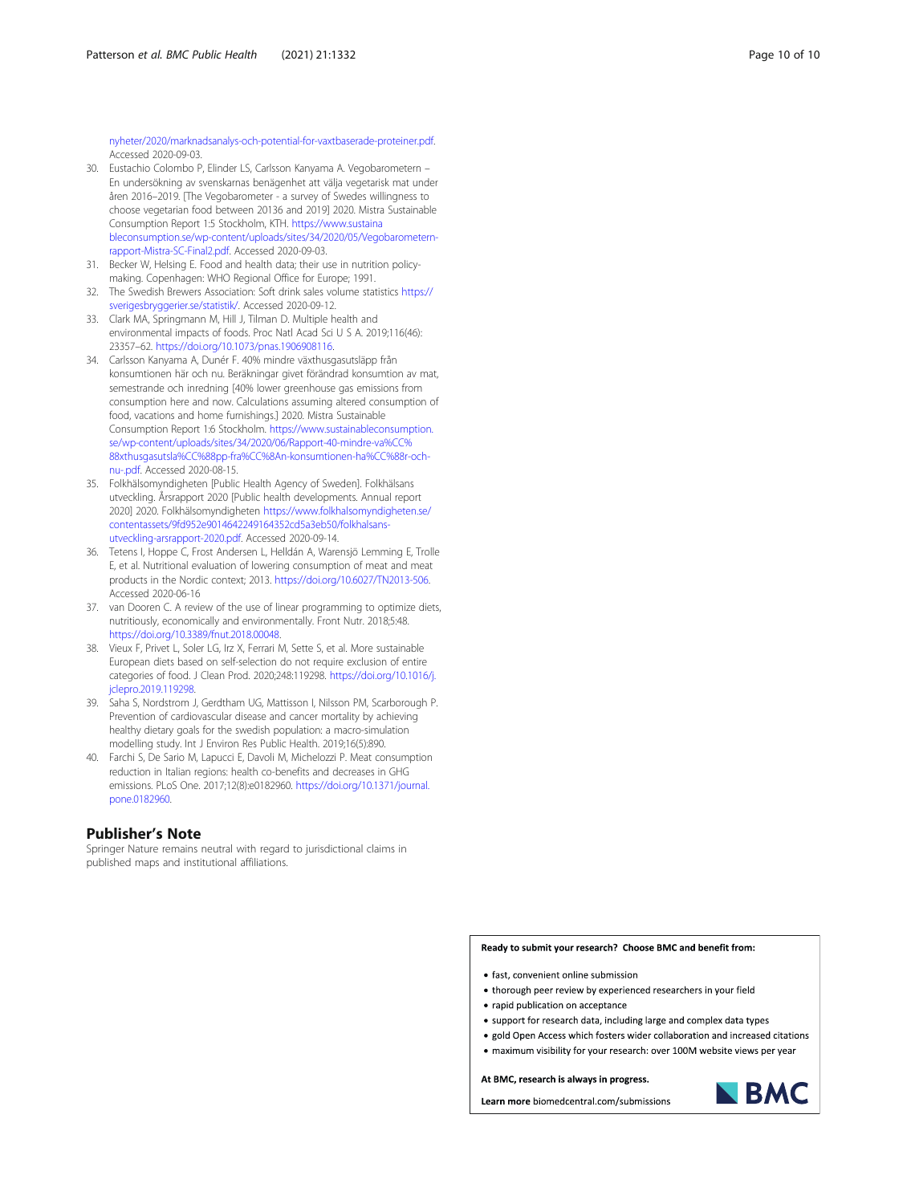nyheter/2020/marknadsanalys-och-potential-for-vaxtbaserade-proteiner.pdf. Accessed 2020-09-03.

30. Eustachio Colombo P, Elinder LS, Carlsson Kanyama A. Vegobarometern – En undersökning av svenskarnas benägenhet att välja vegetarisk mat under åren 2016–2019. [The Vegobarometer - a survey of Swedes willingness to choose vegetarian food between 20136 and 2019] 2020. Mistra Sustainable Consumption Report 1:5 Stockholm, KTH. https://www.sustainableconsumption.se/wp-content/uploads/sites/34/2020/05/Vegobarometern-rapport-Mistra-SC-Final2.pdf. Accessed 2020-09-03.
31. Becker W, Helsing E. Food and health data; their use in nutrition policy-making. Copenhagen: WHO Regional Office for Europe; 1991.
32. The Swedish Brewers Association: Soft drink sales volume statistics https://sverigesbryggerier.se/statistik/. Accessed 2020-09-12.
33. Clark MA, Springmann M, Hill J, Tilman D. Multiple health and environmental impacts of foods. Proc Natl Acad Sci U S A. 2019;116(46): 23357–62. https://doi.org/10.1073/pnas.1906908116.
34. Carlsson Kanyama A, Dunér F. 40% mindre växthusgasutsläpp från konsumtionen här och nu. Beräkningar givet förändrad konsumtion av mat, semestrande och inredning [40% lower greenhouse gas emissions from consumption here and now. Calculations assuming altered consumption of food, vacations and home furnishings.] 2020. Mistra Sustainable Consumption Report 1:6 Stockholm. https://www.sustainableconsumption.se/wp-content/uploads/sites/34/2020/06/Rapport-40-mindre-va%CC%88xthusgasutsla%CC%88pp-fra%CC%8An-konsumtionen-ha%CC%88r-och-nu-.pdf. Accessed 2020-08-15.
35. Folkhälsomyndigheten [Public Health Agency of Sweden]. Folkhälsans utveckling. Årsrapport 2020 [Public health developments. Annual report 2020] 2020. Folkhälsomyndigheten https://www.folkhalsomyndigheten.se/contentassets/9fd952e9014642249164352cd5a3eb50/folkhalsans-utveckling-arsrapport-2020.pdf. Accessed 2020-09-14.
36. Tetens I, Hoppe C, Frost Andersen L, Helldán A, Warensjö Lemming E, Trolle E, et al. Nutritional evaluation of lowering consumption of meat and meat products in the Nordic context; 2013. https://doi.org/10.6027/TN2013-506. Accessed 2020-06-16
37. van Dooren C. A review of the use of linear programming to optimize diets, nutritiously, economically and environmentally. Front Nutr. 2018;5:48. https://doi.org/10.3389/fnut.2018.00048.
38. Vieux F, Privet L, Soler LG, Irz X, Ferrari M, Sette S, et al. More sustainable European diets based on self-selection do not require exclusion of entire categories of food. J Clean Prod. 2020;248:119298. https://doi.org/10.1016/j.jclepro.2019.119298.
39. Saha S, Nordstrom J, Gerdtham UG, Mattisson I, Nilsson PM, Scarborough P. Prevention of cardiovascular disease and cancer mortality by achieving healthy dietary goals for the swedish population: a macro-simulation modelling study. Int J Environ Res Public Health. 2019;16(5):890.
40. Farchi S, De Sario M, Lapucci E, Davoli M, Michelozzi P. Meat consumption reduction in Italian regions: health co-benefits and decreases in GHG emissions. PLoS One. 2017;12(8):e0182960. https://doi.org/10.1371/journal.pone.0182960.

## Publisher's Note

Springer Nature remains neutral with regard to jurisdictional claims in published maps and institutional affiliations.

**Ready to submit your research? Choose BMC and benefit from:**

- fast, convenient online submission
- thorough peer review by experienced researchers in your field
- rapid publication on acceptance
- support for research data, including large and complex data types
- gold Open Access which fosters wider collaboration and increased citations
- maximum visibility for your research: over 100M website views per year

**At BMC, research is always in progress.**

**Learn more** biomedcentral.com/submissions

BMC